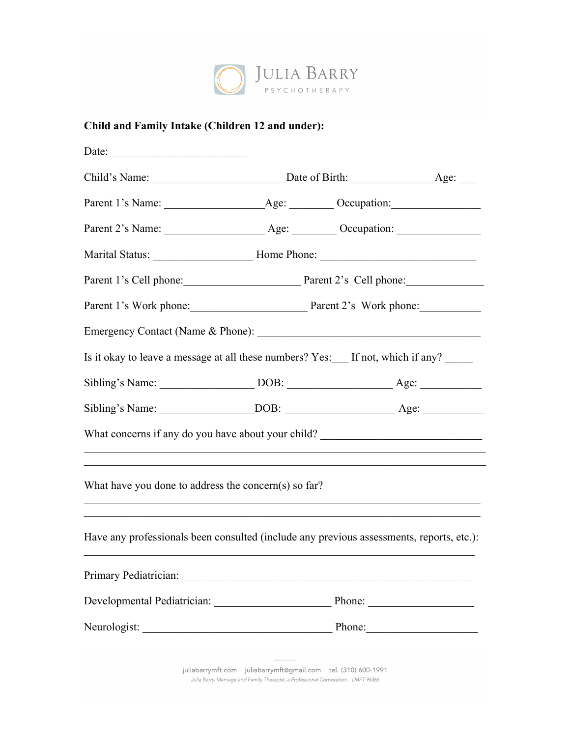JULIA BARRY
PSYCHOTHERAPY

**Child and Family Intake (Children 12 and under):**

Date:_________________________

Child's Name: ________________________Date of Birth: _______________Age: ___

Parent 1's Name: __________________Age: ________ Occupation:________________

Parent 2's Name: __________________ Age: ________ Occupation: _______________

Marital Status: __________________ Home Phone: ____________________________

Parent 1's Cell phone:_____________________ Parent 2's Cell phone:______________

Parent 1's Work phone:_____________________ Parent 2's Work phone:___________

Emergency Contact (Name & Phone): _________________________________________

Is it okay to leave a message at all these numbers? Yes:___ If not, which if any? _____

Sibling's Name: _________________ DOB: ___________________ Age: ___________

Sibling's Name: _________________DOB: ____________________ Age: ___________

What concerns if any do you have about your child? _____________________________

__________________________________________________________________________

__________________________________________________________________________

What have you done to address the concern(s) so far?

__________________________________________________________________________

__________________________________________________________________________

Have any professionals been consulted (include any previous assessments, reports, etc.):

__________________________________________________________________________

Primary Pediatrician: ______________________________________________________

Developmental Pediatrician: _____________________ Phone: ___________________

Neurologist: ___________________________________ Phone:____________________

juliabarrymft.com juliabarrymft@gmail.com tel. (310) 600-1991

*Julia Barry, Marriage and Family Therapist, a Professional Corporation. LMFT 96366*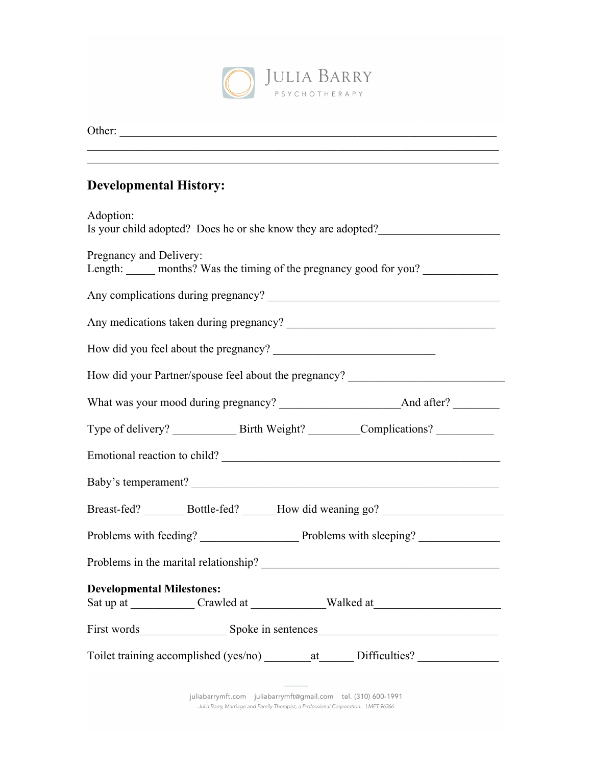Other: ______________________________________________________________________
______________________________________________________________________________
______________________________________________________________________________

## Developmental History:

Adoption:
Is your child adopted? Does he or she know they are adopted?____________________

Pregnancy and Delivery:
Length: _____ months? Was the timing of the pregnancy good for you? _____________

Any complications during pregnancy? _________________________________________

Any medications taken during pregnancy? _____________________________________

How did you feel about the pregnancy? ____________________________

How did your Partner/spouse feel about the pregnancy? ___________________________

What was your mood during pregnancy? ____________________And after? ________

Type of delivery? ___________ Birth Weight? _________Complications? __________

Emotional reaction to child? ___________________________________________________

Baby's temperament? ______________________________________________________

Breast-fed? _______ Bottle-fed? ______How did weaning go? ____________________

Problems with feeding? _________________ Problems with sleeping? ______________

Problems in the marital relationship? __________________________________________

**Developmental Milestones:**
Sat up at ___________ Crawled at _____________Walked at______________________

First words_______________ Spoke in sentences______________________________

Toilet training accomplished (yes/no) ________at______ Difficulties? ______________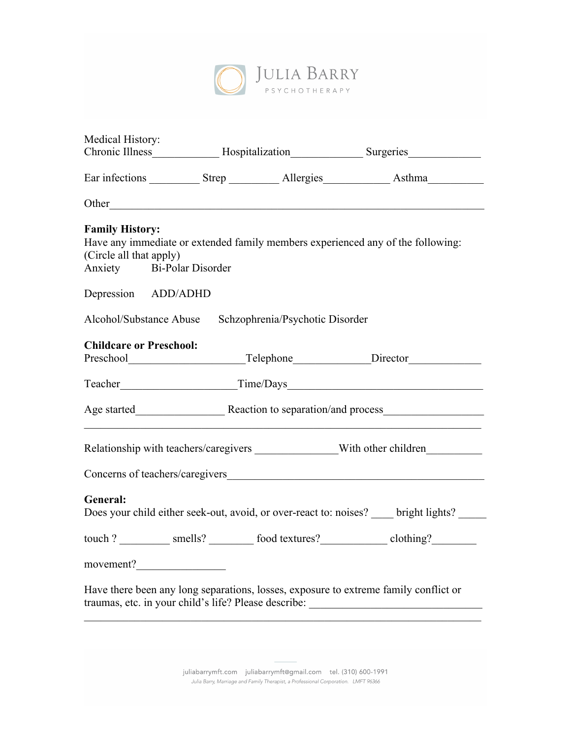Medical History:

Chronic Illness____________ Hospitalization_____________ Surgeries_____________

Ear infections _________ Strep _________ Allergies____________ Asthma__________

Other_____________________________________________________________________

**Family History:**

Have any immediate or extended family members experienced any of the following:
(Circle all that apply)

Anxiety Bi-Polar Disorder

Depression ADD/ADHD

Alcohol/Substance Abuse Schzophrenia/Psychotic Disorder

**Childcare or Preschool:**

Preschool____________________Telephone_____________Director_____________

Teacher____________________Time/Days___________________________________

Age started_______________ Reaction to separation/and process_________________
_________________________________________________________________________

Relationship with teachers/caregivers ______________With other children__________

Concerns of teachers/caregivers_____________________________________________

**General:**

Does your child either seek-out, avoid, or over-react to: noises? ____ bright lights? _____

touch ? _________ smells? ________ food textures?____________ clothing?________

movement?________________

Have there been any long separations, losses, exposure to extreme family conflict or traumas, etc. in your child's life? Please describe: ______________________________
_________________________________________________________________________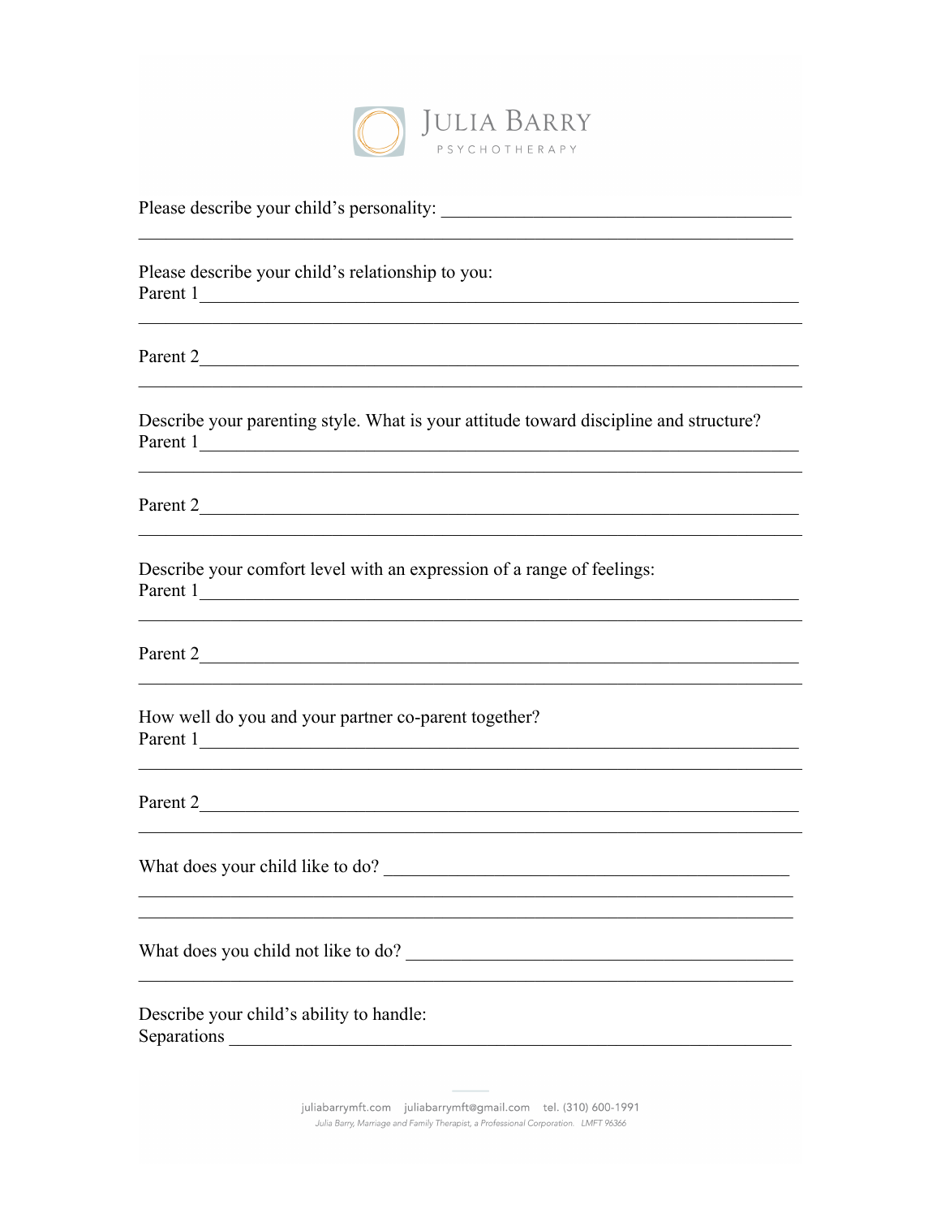Please describe your child's personality: ________________________________________
_____________________________________________________________________________

Please describe your child's relationship to you:
Parent 1______________________________________________________________________
_____________________________________________________________________________

Parent 2______________________________________________________________________
_____________________________________________________________________________

Describe your parenting style. What is your attitude toward discipline and structure?
Parent 1______________________________________________________________________
_____________________________________________________________________________

Parent 2______________________________________________________________________
_____________________________________________________________________________

Describe your comfort level with an expression of a range of feelings:
Parent 1______________________________________________________________________
_____________________________________________________________________________

Parent 2______________________________________________________________________
_____________________________________________________________________________

How well do you and your partner co-parent together?
Parent 1______________________________________________________________________
_____________________________________________________________________________

Parent 2______________________________________________________________________
_____________________________________________________________________________

What does your child like to do? ______________________________________________
_____________________________________________________________________________
_____________________________________________________________________________

What does you child not like to do? ___________________________________________
_____________________________________________________________________________

Describe your child's ability to handle:
Separations ___________________________________________________________________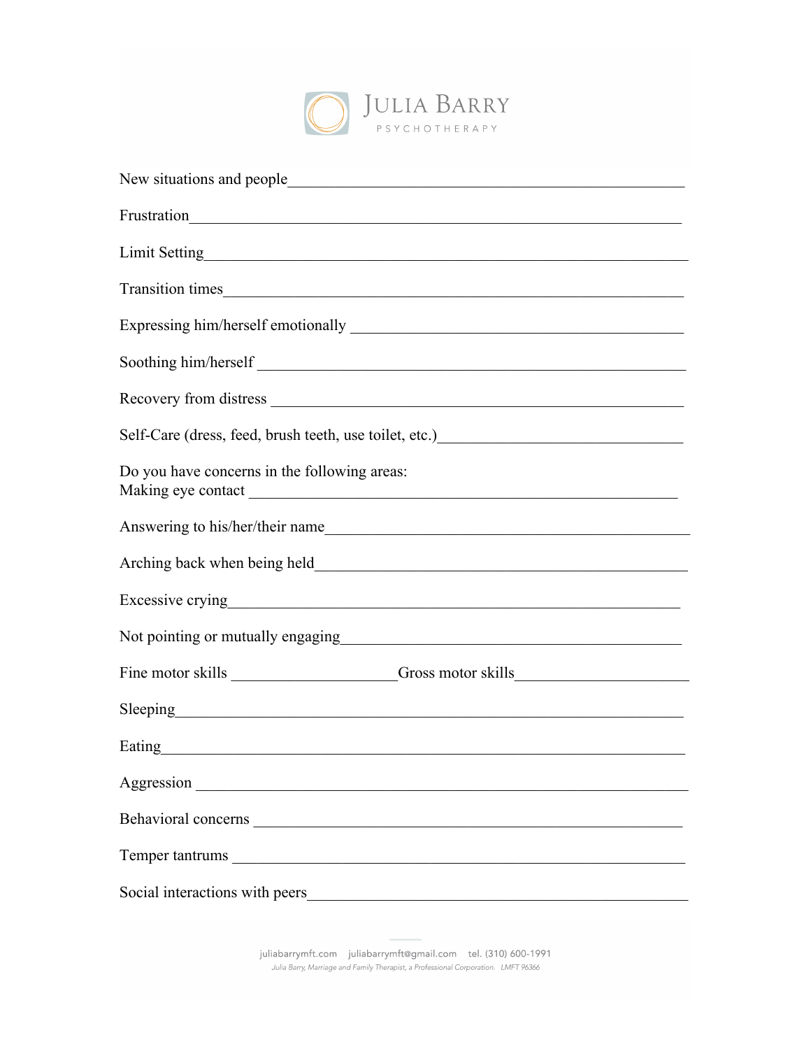New situations and people_______________________________________________

Frustration_______________________________________________

Limit Setting_______________________________________________

Transition times_______________________________________________

Expressing him/herself emotionally _______________________________________________

Soothing him/herself _______________________________________________

Recovery from distress _______________________________________________

Self-Care (dress, feed, brush teeth, use toilet, etc.)_______________________________

Do you have concerns in the following areas:
Making eye contact _______________________________________________

Answering to his/her/their name_______________________________________________

Arching back when being held_______________________________________________

Excessive crying_______________________________________________

Not pointing or mutually engaging_______________________________________________

Fine motor skills ____________________Gross motor skills_____________________

Sleeping_______________________________________________

Eating_______________________________________________

Aggression _______________________________________________

Behavioral concerns _______________________________________________

Temper tantrums _______________________________________________

Social interactions with peers_______________________________________________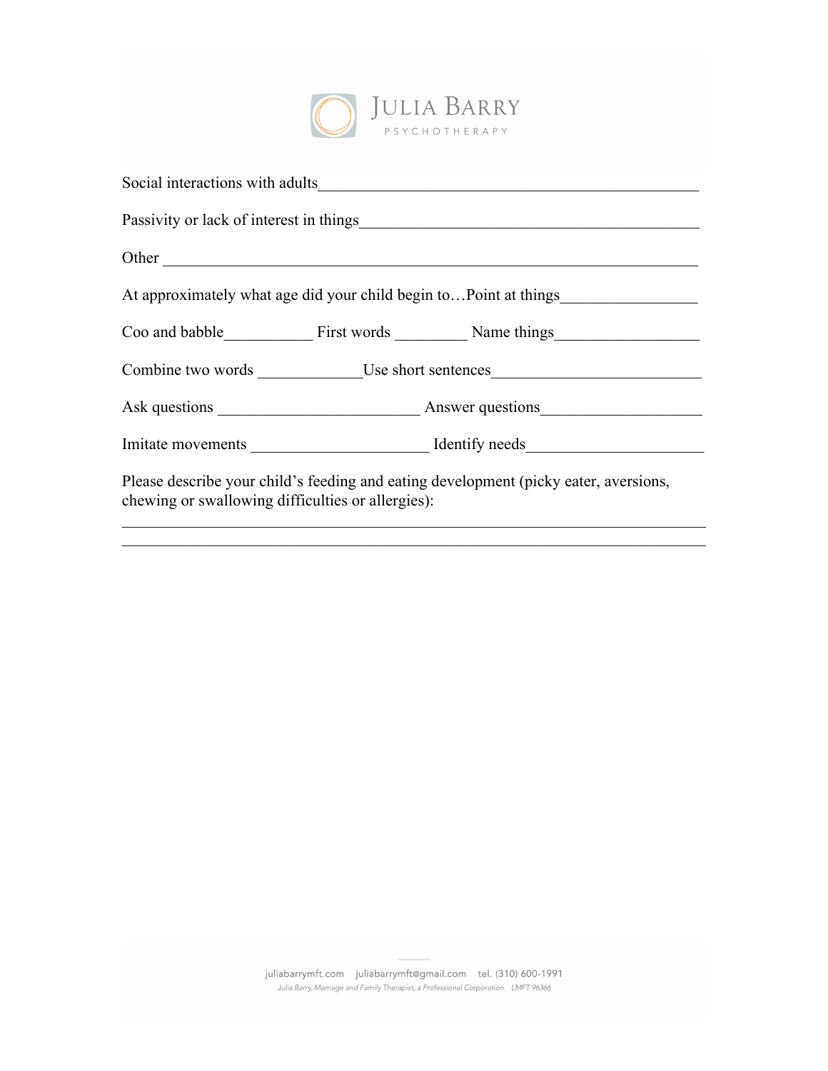Social interactions with adults_______________________________________________

Passivity or lack of interest in things__________________________________________

Other ___________________________________________________________________

At approximately what age did your child begin to…Point at things________________

Coo and babble___________ First words _________ Name things_________________

Combine two words _____________Use short sentences_________________________

Ask questions __________________________ Answer questions___________________

Imitate movements ______________________ Identify needs_____________________

Please describe your child's feeding and eating development (picky eater, aversions, chewing or swallowing difficulties or allergies):

___________________________________________________________________________

___________________________________________________________________________